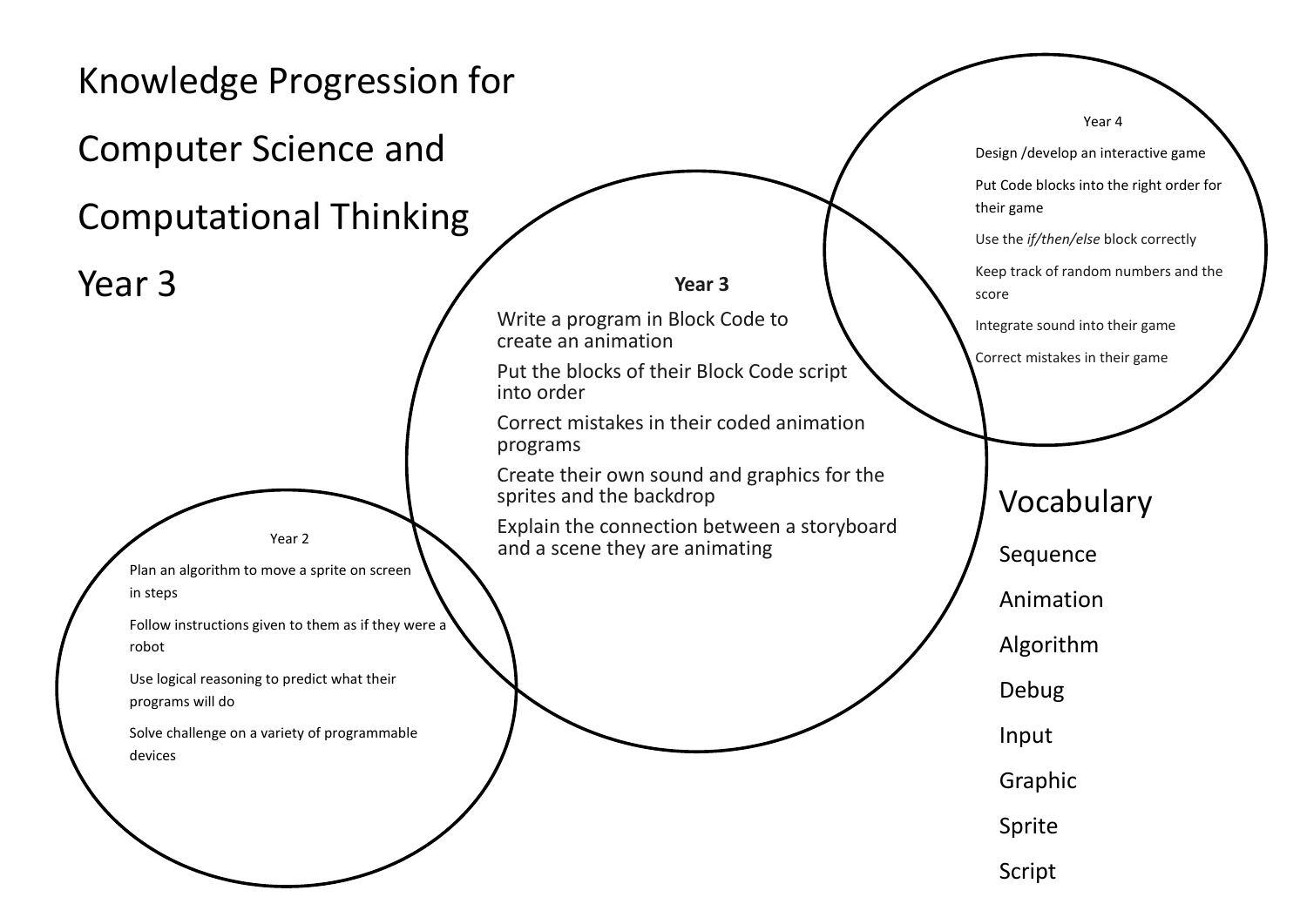# Knowledge Progression for Computer Science and Computational Thinking Year 3

## Year 2

- Plan an algorithm to move a sprite on screen in steps
- Follow instructions given to them as if they were a robot
- Use logical reasoning to predict what their programs will do
- Solve challenge on a variety of programmable devices

## Year 3

- Write a program in Block Code to create an animation
- Put the blocks of their Block Code script into order
- Correct mistakes in their coded animation programs
- Create their own sound and graphics for the sprites and the backdrop
- Explain the connection between a storyboard and a scene they are animating

## Year 4

- Design /develop an interactive game
- Put Code blocks into the right order for their game
- Use the *if/then/else* block correctly
- Keep track of random numbers and the score
- Integrate sound into their game
- Correct mistakes in their game

## Vocabulary

- Sequence
- Animation
- Algorithm
- Debug
- Input
- Graphic
- Sprite
- Script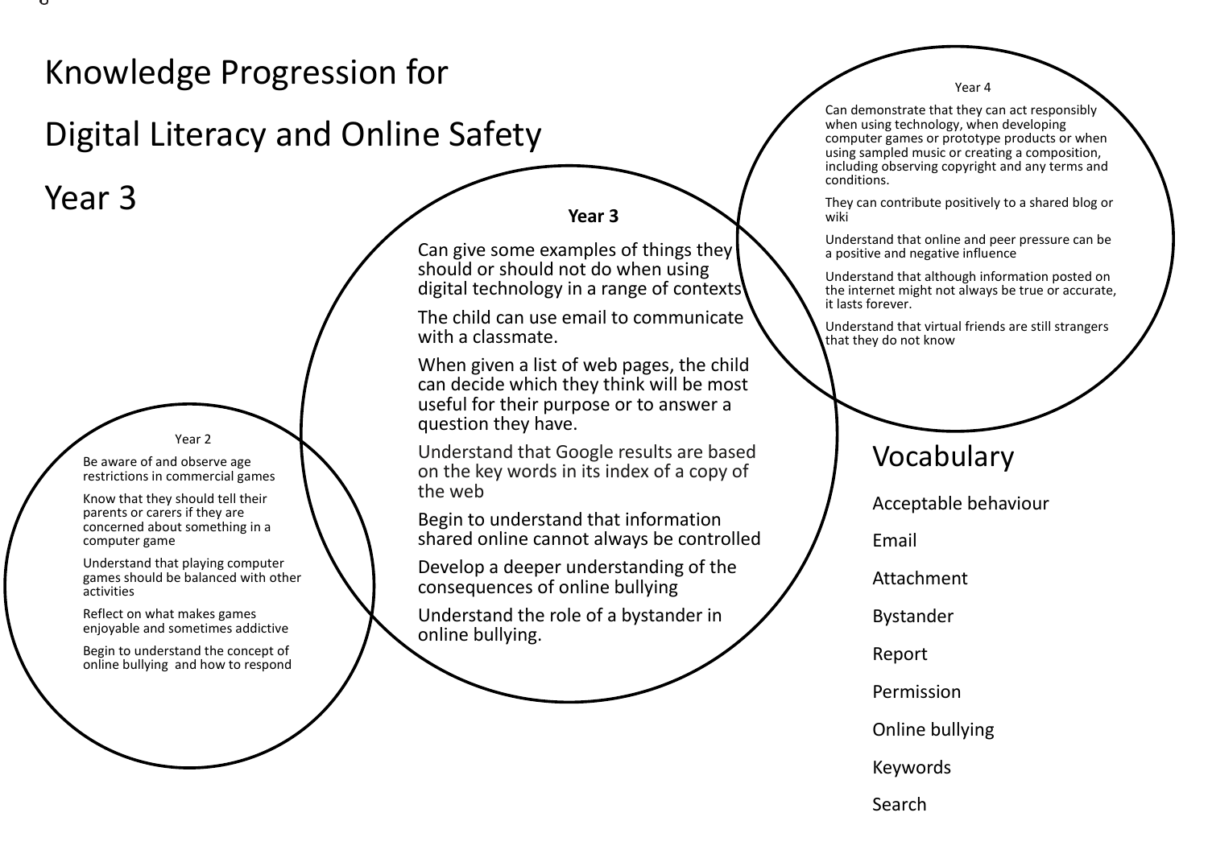# Knowledge Progression for

# Digital Literacy and Online Safety

# Year 3

## Year 2

- Be aware of and observe age restrictions in commercial games
- Know that they should tell their parents or carers if they are concerned about something in a computer game
- Understand that playing computer games should be balanced with other activities
- Reflect on what makes games enjoyable and sometimes addictive
- Begin to understand the concept of online bullying and how to respond

## Year 3

- Can give some examples of things they should or should not do when using digital technology in a range of contexts
- The child can use email to communicate with a classmate.
- When given a list of web pages, the child can decide which they think will be most useful for their purpose or to answer a question they have.
- Understand that Google results are based on the key words in its index of a copy of the web
- Begin to understand that information shared online cannot always be controlled
- Develop a deeper understanding of the consequences of online bullying
- Understand the role of a bystander in online bullying.

## Year 4

- Can demonstrate that they can act responsibly when using technology, when developing computer games or prototype products or when using sampled music or creating a composition, including observing copyright and any terms and conditions.
- They can contribute positively to a shared blog or wiki
- Understand that online and peer pressure can be a positive and negative influence
- Understand that although information posted on the internet might not always be true or accurate, it lasts forever.
- Understand that virtual friends are still strangers that they do not know

## Vocabulary

- Acceptable behaviour
- Email
- Attachment
- Bystander
- Report
- Permission
- Online bullying
- Keywords
- Search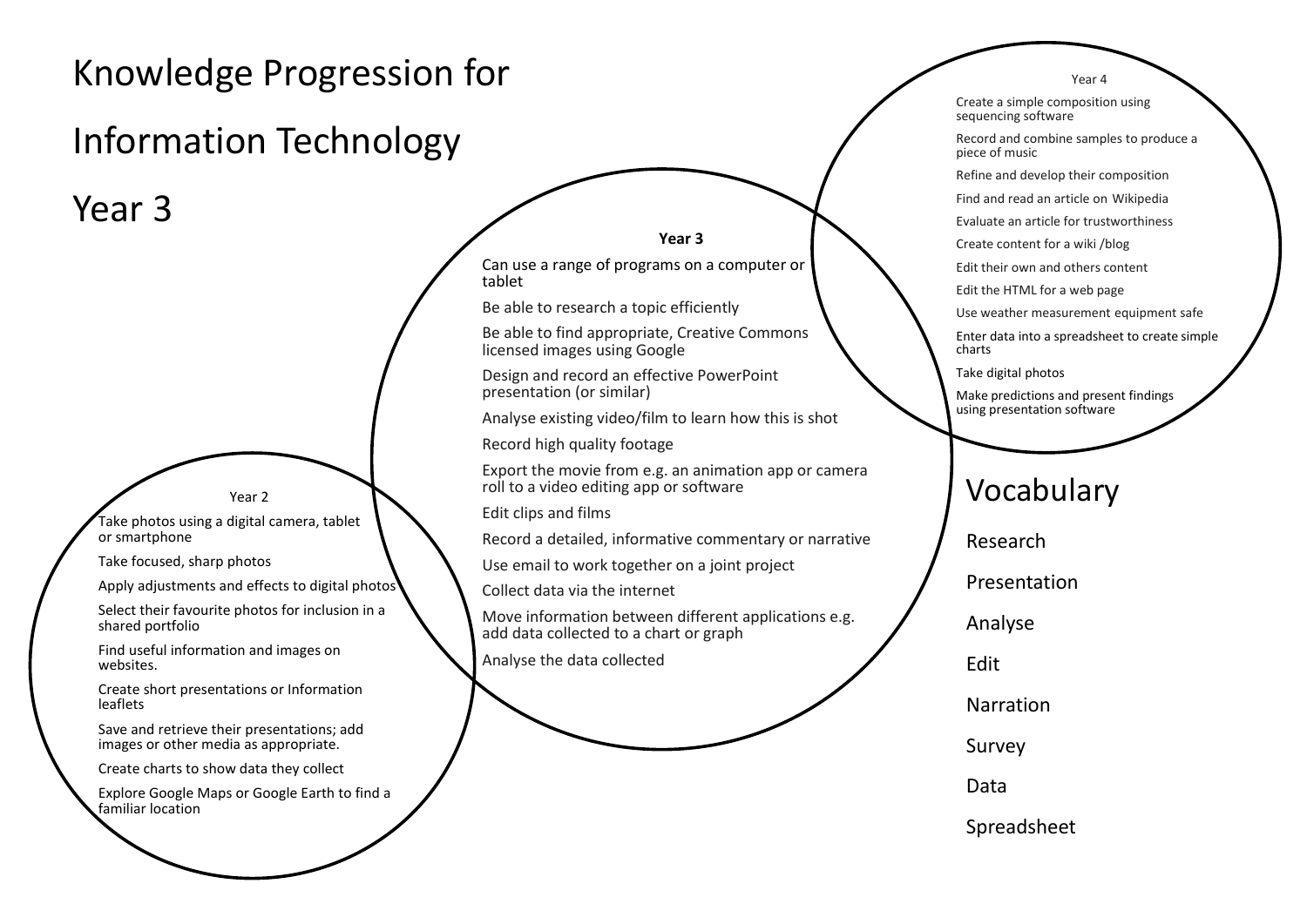# Knowledge Progression for Information Technology Year 3

## Year 2

- Take photos using a digital camera, tablet or smartphone
- Take focused, sharp photos
- Apply adjustments and effects to digital photos
- Select their favourite photos for inclusion in a shared portfolio
- Find useful information and images on websites.
- Create short presentations or Information leaflets
- Save and retrieve their presentations; add images or other media as appropriate.
- Create charts to show data they collect
- Explore Google Maps or Google Earth to find a familiar location

## Year 3

- Can use a range of programs on a computer or tablet
- Be able to research a topic efficiently
- Be able to find appropriate, Creative Commons licensed images using Google
- Design and record an effective PowerPoint presentation (or similar)
- Analyse existing video/film to learn how this is shot
- Record high quality footage
- Export the movie from e.g. an animation app or camera roll to a video editing app or software
- Edit clips and films
- Record a detailed, informative commentary or narrative
- Use email to work together on a joint project
- Collect data via the internet
- Move information between different applications e.g. add data collected to a chart or graph
- Analyse the data collected

## Year 4

- Create a simple composition using sequencing software
- Record and combine samples to produce a piece of music
- Refine and develop their composition
- Find and read an article on Wikipedia
- Evaluate an article for trustworthiness
- Create content for a wiki /blog
- Edit their own and others content
- Edit the HTML for a web page
- Use weather measurement equipment safe
- Enter data into a spreadsheet to create simple charts
- Take digital photos
- Make predictions and present findings using presentation software

## Vocabulary

- Research
- Presentation
- Analyse
- Edit
- Narration
- Survey
- Data
- Spreadsheet